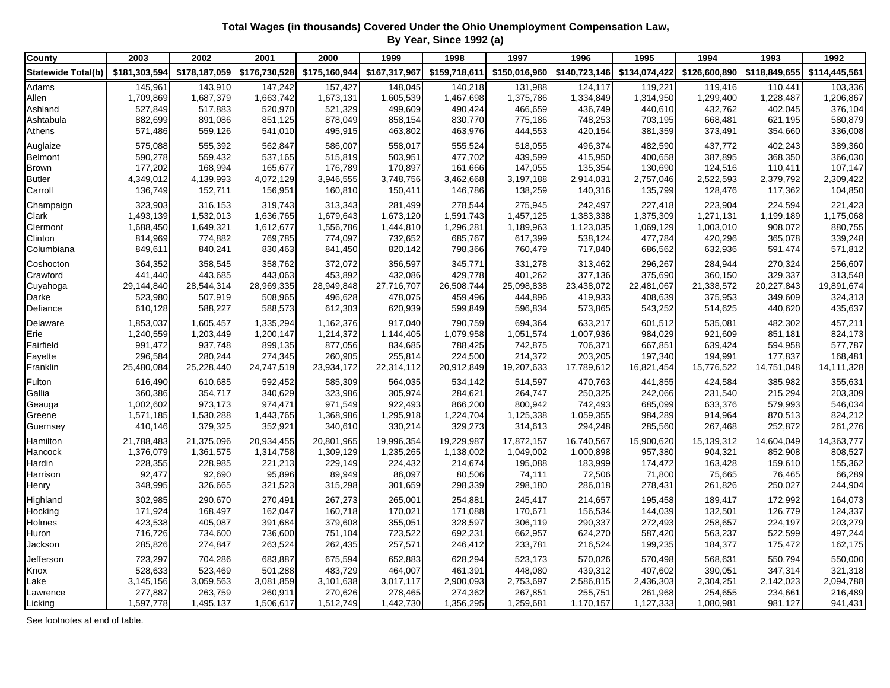**Total Wages (in thousands) Covered Under the Ohio Unemployment Compensation Law, By Year, Since 1992 (a)**

| County | 2003 | 2002 | 2001 | 2000 | 1999 | 1998 | 1997 | 1996 | 1995 | 1994 | 1993 | 1992 |
|---|---|---|---|---|---|---|---|---|---|---|---|---|
| Statewide Total(b) | $181,303,594 | $178,187,059 | $176,730,528 | $175,160,944 | $167,317,967 | $159,718,611 | $150,016,960 | $140,723,146 | $134,074,422 | $126,600,890 | $118,849,655 | $114,445,561 |
| Adams | 145,961 | 143,910 | 147,242 | 157,427 | 148,045 | 140,218 | 131,988 | 124,117 | 119,221 | 119,416 | 110,441 | 103,336 |
| Allen | 1,709,869 | 1,687,379 | 1,663,742 | 1,673,131 | 1,605,539 | 1,467,698 | 1,375,786 | 1,334,849 | 1,314,950 | 1,299,400 | 1,228,487 | 1,206,867 |
| Ashland | 527,849 | 517,883 | 520,970 | 521,329 | 499,609 | 490,424 | 466,659 | 436,749 | 440,610 | 432,762 | 402,045 | 376,104 |
| Ashtabula | 882,699 | 891,086 | 851,125 | 878,049 | 858,154 | 830,770 | 775,186 | 748,253 | 703,195 | 668,481 | 621,195 | 580,879 |
| Athens | 571,486 | 559,126 | 541,010 | 495,915 | 463,802 | 463,976 | 444,553 | 420,154 | 381,359 | 373,491 | 354,660 | 336,008 |
| Auglaize | 575,088 | 555,392 | 562,847 | 586,007 | 558,017 | 555,524 | 518,055 | 496,374 | 482,590 | 437,772 | 402,243 | 389,360 |
| Belmont | 590,278 | 559,432 | 537,165 | 515,819 | 503,951 | 477,702 | 439,599 | 415,950 | 400,658 | 387,895 | 368,350 | 366,030 |
| Brown | 177,202 | 168,994 | 165,677 | 176,789 | 170,897 | 161,666 | 147,055 | 135,354 | 130,690 | 124,516 | 110,411 | 107,147 |
| Butler | 4,349,012 | 4,139,993 | 4,072,129 | 3,946,555 | 3,748,756 | 3,462,668 | 3,197,188 | 2,914,031 | 2,757,046 | 2,522,593 | 2,379,792 | 2,309,422 |
| Carroll | 136,749 | 152,711 | 156,951 | 160,810 | 150,411 | 146,786 | 138,259 | 140,316 | 135,799 | 128,476 | 117,362 | 104,850 |
| Champaign | 323,903 | 316,153 | 319,743 | 313,343 | 281,499 | 278,544 | 275,945 | 242,497 | 227,418 | 223,904 | 224,594 | 221,423 |
| Clark | 1,493,139 | 1,532,013 | 1,636,765 | 1,679,643 | 1,673,120 | 1,591,743 | 1,457,125 | 1,383,338 | 1,375,309 | 1,271,131 | 1,199,189 | 1,175,068 |
| Clermont | 1,688,450 | 1,649,321 | 1,612,677 | 1,556,786 | 1,444,810 | 1,296,281 | 1,189,963 | 1,123,035 | 1,069,129 | 1,003,010 | 908,072 | 880,755 |
| Clinton | 814,969 | 774,882 | 769,785 | 774,097 | 732,652 | 685,767 | 617,399 | 538,124 | 477,784 | 420,296 | 365,078 | 339,248 |
| Columbiana | 849,611 | 840,241 | 830,463 | 841,450 | 820,142 | 798,366 | 760,479 | 717,840 | 686,562 | 632,936 | 591,474 | 571,812 |
| Coshocton | 364,352 | 358,545 | 358,762 | 372,072 | 356,597 | 345,771 | 331,278 | 313,462 | 296,267 | 284,944 | 270,324 | 256,607 |
| Crawford | 441,440 | 443,685 | 443,063 | 453,892 | 432,086 | 429,778 | 401,262 | 377,136 | 375,690 | 360,150 | 329,337 | 313,548 |
| Cuyahoga | 29,144,840 | 28,544,314 | 28,969,335 | 28,949,848 | 27,716,707 | 26,508,744 | 25,098,838 | 23,438,072 | 22,481,067 | 21,338,572 | 20,227,843 | 19,891,674 |
| Darke | 523,980 | 507,919 | 508,965 | 496,628 | 478,075 | 459,496 | 444,896 | 419,933 | 408,639 | 375,953 | 349,609 | 324,313 |
| Defiance | 610,128 | 588,227 | 588,573 | 612,303 | 620,939 | 599,849 | 596,834 | 573,865 | 543,252 | 514,625 | 440,620 | 435,637 |
| Delaware | 1,853,037 | 1,605,457 | 1,335,294 | 1,162,376 | 917,040 | 790,759 | 694,364 | 633,217 | 601,512 | 535,081 | 482,302 | 457,211 |
| Erie | 1,240,559 | 1,203,449 | 1,200,147 | 1,214,372 | 1,144,405 | 1,079,958 | 1,051,574 | 1,007,936 | 984,029 | 921,609 | 851,181 | 824,173 |
| Fairfield | 991,472 | 937,748 | 899,135 | 877,056 | 834,685 | 788,425 | 742,875 | 706,371 | 667,851 | 639,424 | 594,958 | 577,787 |
| Fayette | 296,584 | 280,244 | 274,345 | 260,905 | 255,814 | 224,500 | 214,372 | 203,205 | 197,340 | 194,991 | 177,837 | 168,481 |
| Franklin | 25,480,084 | 25,228,440 | 24,747,519 | 23,934,172 | 22,314,112 | 20,912,849 | 19,207,633 | 17,789,612 | 16,821,454 | 15,776,522 | 14,751,048 | 14,111,328 |
| Fulton | 616,490 | 610,685 | 592,452 | 585,309 | 564,035 | 534,142 | 514,597 | 470,763 | 441,855 | 424,584 | 385,982 | 355,631 |
| Gallia | 360,386 | 354,717 | 340,629 | 323,986 | 305,974 | 284,621 | 264,747 | 250,325 | 242,066 | 231,540 | 215,294 | 203,309 |
| Geauga | 1,002,602 | 973,173 | 974,471 | 971,549 | 922,493 | 866,200 | 800,942 | 742,493 | 685,099 | 633,376 | 579,993 | 546,034 |
| Greene | 1,571,185 | 1,530,288 | 1,443,765 | 1,368,986 | 1,295,918 | 1,224,704 | 1,125,338 | 1,059,355 | 984,289 | 914,964 | 870,513 | 824,212 |
| Guernsey | 410,146 | 379,325 | 352,921 | 340,610 | 330,214 | 329,273 | 314,613 | 294,248 | 285,560 | 267,468 | 252,872 | 261,276 |
| Hamilton | 21,788,483 | 21,375,096 | 20,934,455 | 20,801,965 | 19,996,354 | 19,229,987 | 17,872,157 | 16,740,567 | 15,900,620 | 15,139,312 | 14,604,049 | 14,363,777 |
| Hancock | 1,376,079 | 1,361,575 | 1,314,758 | 1,309,129 | 1,235,265 | 1,138,002 | 1,049,002 | 1,000,898 | 957,380 | 904,321 | 852,908 | 808,527 |
| Hardin | 228,355 | 228,985 | 221,213 | 229,149 | 224,432 | 214,674 | 195,088 | 183,999 | 174,472 | 163,428 | 159,610 | 155,362 |
| Harrison | 92,477 | 92,690 | 95,896 | 89,949 | 86,097 | 80,506 | 74,111 | 72,506 | 71,800 | 75,665 | 76,465 | 66,289 |
| Henry | 348,995 | 326,665 | 321,523 | 315,298 | 301,659 | 298,339 | 298,180 | 286,018 | 278,431 | 261,826 | 250,027 | 244,904 |
| Highland | 302,985 | 290,670 | 270,491 | 267,273 | 265,001 | 254,881 | 245,417 | 214,657 | 195,458 | 189,417 | 172,992 | 164,073 |
| Hocking | 171,924 | 168,497 | 162,047 | 160,718 | 170,021 | 171,088 | 170,671 | 156,534 | 144,039 | 132,501 | 126,779 | 124,337 |
| Holmes | 423,538 | 405,087 | 391,684 | 379,608 | 355,051 | 328,597 | 306,119 | 290,337 | 272,493 | 258,657 | 224,197 | 203,279 |
| Huron | 716,726 | 734,600 | 736,600 | 751,104 | 723,522 | 692,231 | 662,957 | 624,270 | 587,420 | 563,237 | 522,599 | 497,244 |
| Jackson | 285,826 | 274,847 | 263,524 | 262,435 | 257,571 | 246,412 | 233,781 | 216,524 | 199,235 | 184,377 | 175,472 | 162,175 |
| Jefferson | 723,297 | 704,286 | 683,887 | 675,594 | 652,883 | 628,294 | 523,173 | 570,026 | 570,498 | 568,631 | 550,794 | 550,000 |
| Knox | 528,633 | 523,469 | 501,288 | 483,729 | 464,007 | 461,391 | 448,080 | 439,312 | 407,602 | 390,051 | 347,314 | 321,318 |
| Lake | 3,145,156 | 3,059,563 | 3,081,859 | 3,101,638 | 3,017,117 | 2,900,093 | 2,753,697 | 2,586,815 | 2,436,303 | 2,304,251 | 2,142,023 | 2,094,788 |
| Lawrence | 277,887 | 263,759 | 260,911 | 270,626 | 278,465 | 274,362 | 267,851 | 255,751 | 261,968 | 254,655 | 234,661 | 216,489 |
| Licking | 1,597,778 | 1,495,137 | 1,506,617 | 1,512,749 | 1,442,730 | 1,356,295 | 1,259,681 | 1,170,157 | 1,127,333 | 1,080,981 | 981,127 | 941,431 |

See footnotes at end of table.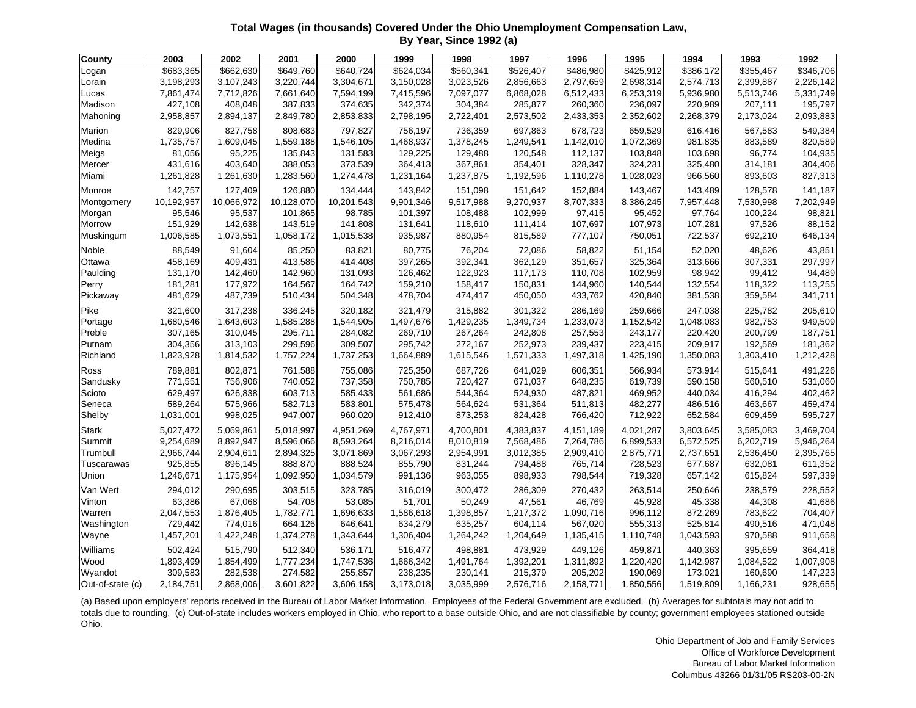**Total Wages (in thousands) Covered Under the Ohio Unemployment Compensation Law, By Year, Since 1992 (a)**

| County | 2003 | 2002 | 2001 | 2000 | 1999 | 1998 | 1997 | 1996 | 1995 | 1994 | 1993 | 1992 |
|---|---|---|---|---|---|---|---|---|---|---|---|---|
| Logan | $683,365 | $662,630 | $649,760 | $640,724 | $624,034 | $560,341 | $526,407 | $486,980 | $425,912 | $386,172 | $355,467 | $346,706 |
| Lorain | 3,198,293 | 3,107,243 | 3,220,744 | 3,304,671 | 3,150,028 | 3,023,526 | 2,856,663 | 2,797,659 | 2,698,314 | 2,574,713 | 2,399,887 | 2,226,142 |
| Lucas | 7,861,474 | 7,712,826 | 7,661,640 | 7,594,199 | 7,415,596 | 7,097,077 | 6,868,028 | 6,512,433 | 6,253,319 | 5,936,980 | 5,513,746 | 5,331,749 |
| Madison | 427,108 | 408,048 | 387,833 | 374,635 | 342,374 | 304,384 | 285,877 | 260,360 | 236,097 | 220,989 | 207,111 | 195,797 |
| Mahoning | 2,958,857 | 2,894,137 | 2,849,780 | 2,853,833 | 2,798,195 | 2,722,401 | 2,573,502 | 2,433,353 | 2,352,602 | 2,268,379 | 2,173,024 | 2,093,883 |
| Marion | 829,906 | 827,758 | 808,683 | 797,827 | 756,197 | 736,359 | 697,863 | 678,723 | 659,529 | 616,416 | 567,583 | 549,384 |
| Medina | 1,735,757 | 1,609,045 | 1,559,188 | 1,546,105 | 1,468,937 | 1,378,245 | 1,249,541 | 1,142,010 | 1,072,369 | 981,835 | 883,589 | 820,589 |
| Meigs | 81,056 | 95,225 | 135,843 | 131,583 | 129,225 | 129,488 | 120,548 | 112,137 | 103,848 | 103,698 | 96,774 | 104,935 |
| Mercer | 431,616 | 403,640 | 388,053 | 373,539 | 364,413 | 367,861 | 354,401 | 328,347 | 324,231 | 325,480 | 314,181 | 304,406 |
| Miami | 1,261,828 | 1,261,630 | 1,283,560 | 1,274,478 | 1,231,164 | 1,237,875 | 1,192,596 | 1,110,278 | 1,028,023 | 966,560 | 893,603 | 827,313 |
| Monroe | 142,757 | 127,409 | 126,880 | 134,444 | 143,842 | 151,098 | 151,642 | 152,884 | 143,467 | 143,489 | 128,578 | 141,187 |
| Montgomery | 10,192,957 | 10,066,972 | 10,128,070 | 10,201,543 | 9,901,346 | 9,517,988 | 9,270,937 | 8,707,333 | 8,386,245 | 7,957,448 | 7,530,998 | 7,202,949 |
| Morgan | 95,546 | 95,537 | 101,865 | 98,785 | 101,397 | 108,488 | 102,999 | 97,415 | 95,452 | 97,764 | 100,224 | 98,821 |
| Morrow | 151,929 | 142,638 | 143,519 | 141,808 | 131,641 | 118,610 | 111,414 | 107,697 | 107,973 | 107,281 | 97,526 | 88,152 |
| Muskingum | 1,006,585 | 1,073,551 | 1,058,172 | 1,015,538 | 935,987 | 880,954 | 815,589 | 777,107 | 750,051 | 722,537 | 692,210 | 646,134 |
| Noble | 88,549 | 91,604 | 85,250 | 83,821 | 80,775 | 76,204 | 72,086 | 58,822 | 51,154 | 52,020 | 48,626 | 43,851 |
| Ottawa | 458,169 | 409,431 | 413,586 | 414,408 | 397,265 | 392,341 | 362,129 | 351,657 | 325,364 | 313,666 | 307,331 | 297,997 |
| Paulding | 131,170 | 142,460 | 142,960 | 131,093 | 126,462 | 122,923 | 117,173 | 110,708 | 102,959 | 98,942 | 99,412 | 94,489 |
| Perry | 181,281 | 177,972 | 164,567 | 164,742 | 159,210 | 158,417 | 150,831 | 144,960 | 140,544 | 132,554 | 118,322 | 113,255 |
| Pickaway | 481,629 | 487,739 | 510,434 | 504,348 | 478,704 | 474,417 | 450,050 | 433,762 | 420,840 | 381,538 | 359,584 | 341,711 |
| Pike | 321,600 | 317,238 | 336,245 | 320,182 | 321,479 | 315,882 | 301,322 | 286,169 | 259,666 | 247,038 | 225,782 | 205,610 |
| Portage | 1,680,546 | 1,643,603 | 1,585,288 | 1,544,905 | 1,497,676 | 1,429,235 | 1,349,734 | 1,233,073 | 1,152,542 | 1,048,083 | 982,753 | 949,509 |
| Preble | 307,165 | 310,045 | 295,711 | 284,082 | 269,710 | 267,264 | 242,808 | 257,553 | 243,177 | 220,420 | 200,799 | 187,751 |
| Putnam | 304,356 | 313,103 | 299,596 | 309,507 | 295,742 | 272,167 | 252,973 | 239,437 | 223,415 | 209,917 | 192,569 | 181,362 |
| Richland | 1,823,928 | 1,814,532 | 1,757,224 | 1,737,253 | 1,664,889 | 1,615,546 | 1,571,333 | 1,497,318 | 1,425,190 | 1,350,083 | 1,303,410 | 1,212,428 |
| Ross | 789,881 | 802,871 | 761,588 | 755,086 | 725,350 | 687,726 | 641,029 | 606,351 | 566,934 | 573,914 | 515,641 | 491,226 |
| Sandusky | 771,551 | 756,906 | 740,052 | 737,358 | 750,785 | 720,427 | 671,037 | 648,235 | 619,739 | 590,158 | 560,510 | 531,060 |
| Scioto | 629,497 | 626,838 | 603,713 | 585,433 | 561,686 | 544,364 | 524,930 | 487,821 | 469,952 | 440,034 | 416,294 | 402,462 |
| Seneca | 589,264 | 575,966 | 582,713 | 583,801 | 575,478 | 564,624 | 531,364 | 511,813 | 482,277 | 486,516 | 463,667 | 459,474 |
| Shelby | 1,031,001 | 998,025 | 947,007 | 960,020 | 912,410 | 873,253 | 824,428 | 766,420 | 712,922 | 652,584 | 609,459 | 595,727 |
| Stark | 5,027,472 | 5,069,861 | 5,018,997 | 4,951,269 | 4,767,971 | 4,700,801 | 4,383,837 | 4,151,189 | 4,021,287 | 3,803,645 | 3,585,083 | 3,469,704 |
| Summit | 9,254,689 | 8,892,947 | 8,596,066 | 8,593,264 | 8,216,014 | 8,010,819 | 7,568,486 | 7,264,786 | 6,899,533 | 6,572,525 | 6,202,719 | 5,946,264 |
| Trumbull | 2,966,744 | 2,904,611 | 2,894,325 | 3,071,869 | 3,067,293 | 2,954,991 | 3,012,385 | 2,909,410 | 2,875,771 | 2,737,651 | 2,536,450 | 2,395,765 |
| Tuscarawas | 925,855 | 896,145 | 888,870 | 888,524 | 855,790 | 831,244 | 794,488 | 765,714 | 728,523 | 677,687 | 632,081 | 611,352 |
| Union | 1,246,671 | 1,175,954 | 1,092,950 | 1,034,579 | 991,136 | 963,055 | 898,933 | 798,544 | 719,328 | 657,142 | 615,824 | 597,339 |
| Van Wert | 294,012 | 290,695 | 303,515 | 323,785 | 316,019 | 300,472 | 286,309 | 270,432 | 263,514 | 250,646 | 238,579 | 228,552 |
| Vinton | 63,386 | 67,068 | 54,708 | 53,085 | 51,701 | 50,249 | 47,561 | 46,769 | 45,928 | 45,338 | 44,308 | 41,686 |
| Warren | 2,047,553 | 1,876,405 | 1,782,771 | 1,696,633 | 1,586,618 | 1,398,857 | 1,217,372 | 1,090,716 | 996,112 | 872,269 | 783,622 | 704,407 |
| Washington | 729,442 | 774,016 | 664,126 | 646,641 | 634,279 | 635,257 | 604,114 | 567,020 | 555,313 | 525,814 | 490,516 | 471,048 |
| Wayne | 1,457,201 | 1,422,248 | 1,374,278 | 1,343,644 | 1,306,404 | 1,264,242 | 1,204,649 | 1,135,415 | 1,110,748 | 1,043,593 | 970,588 | 911,658 |
| Williams | 502,424 | 515,790 | 512,340 | 536,171 | 516,477 | 498,881 | 473,929 | 449,126 | 459,871 | 440,363 | 395,659 | 364,418 |
| Wood | 1,893,499 | 1,854,499 | 1,777,234 | 1,747,536 | 1,666,342 | 1,491,764 | 1,392,201 | 1,311,892 | 1,220,420 | 1,142,987 | 1,084,522 | 1,007,908 |
| Wyandot | 309,583 | 282,538 | 274,582 | 255,857 | 238,235 | 230,141 | 215,379 | 205,202 | 190,069 | 173,021 | 160,690 | 147,223 |
| Out-of-state (c) | 2,184,751 | 2,868,006 | 3,601,822 | 3,606,158 | 3,173,018 | 3,035,999 | 2,576,716 | 2,158,771 | 1,850,556 | 1,519,809 | 1,166,231 | 928,655 |

(a) Based upon employers' reports received in the Bureau of Labor Market Information. Employees of the Federal Government are excluded. (b) Averages for subtotals may not add to totals due to rounding. (c) Out-of-state includes workers employed in Ohio, who report to a base outside Ohio, and are not classifiable by county; government employees stationed outside Ohio.

Ohio Department of Job and Family Services
Office of Workforce Development
Bureau of Labor Market Information
Columbus 43266 01/31/05 RS203-00-2N